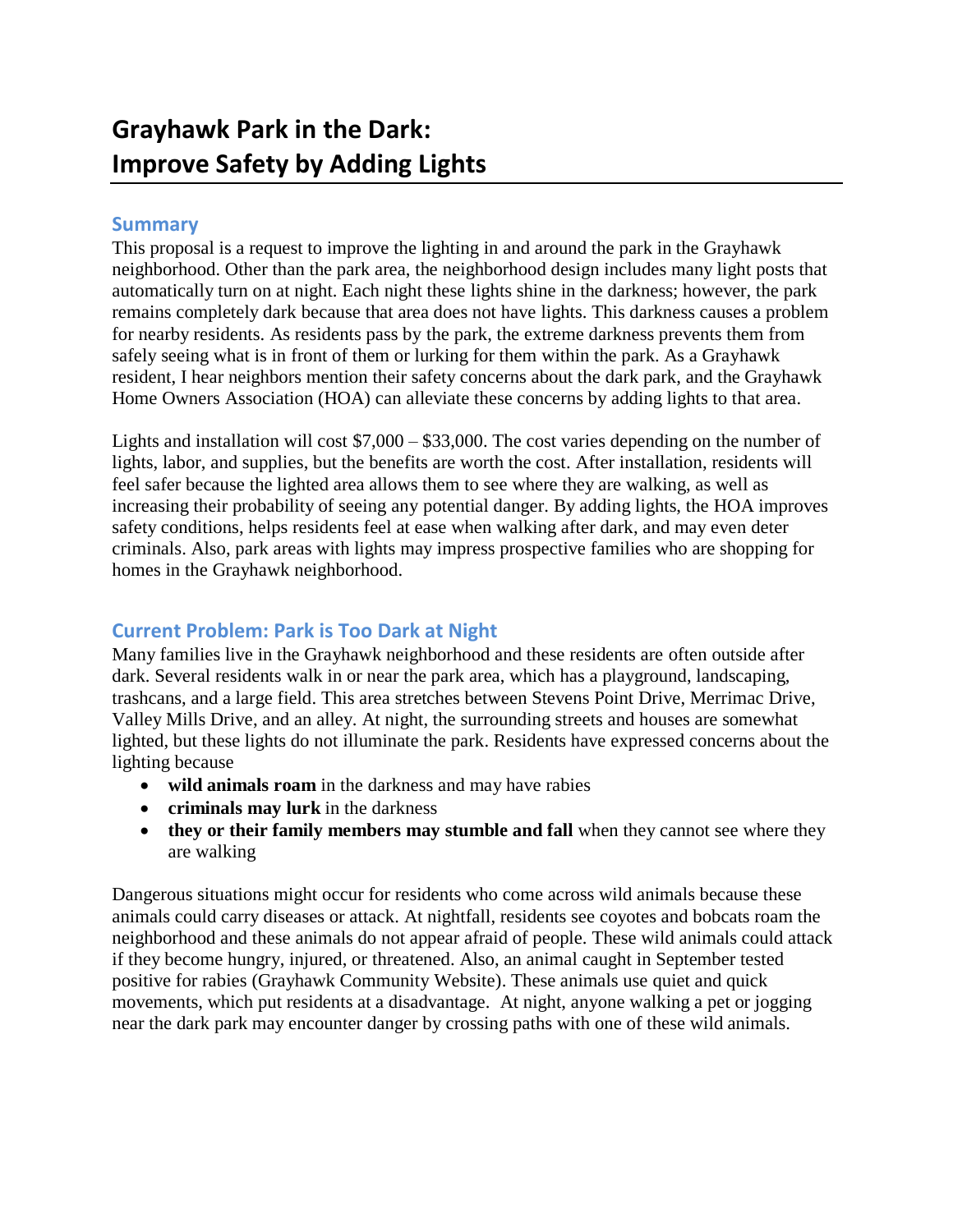# Grayhawk Park in the Dark: Improve Safety by Adding Lights

## Summary

This proposal is a request to improve the lighting in and around the park in the Grayhawk neighborhood. Other than the park area, the neighborhood design includes many light posts that automatically turn on at night. Each night these lights shine in the darkness; however, the park remains completely dark because that area does not have lights. This darkness causes a problem for nearby residents. As residents pass by the park, the extreme darkness prevents them from safely seeing what is in front of them or lurking for them within the park. As a Grayhawk resident, I hear neighbors mention their safety concerns about the dark park, and the Grayhawk Home Owners Association (HOA) can alleviate these concerns by adding lights to that area.

Lights and installation will cost $7,000 – $33,000. The cost varies depending on the number of lights, labor, and supplies, but the benefits are worth the cost. After installation, residents will feel safer because the lighted area allows them to see where they are walking, as well as increasing their probability of seeing any potential danger. By adding lights, the HOA improves safety conditions, helps residents feel at ease when walking after dark, and may even deter criminals. Also, park areas with lights may impress prospective families who are shopping for homes in the Grayhawk neighborhood.

## Current Problem: Park is Too Dark at Night

Many families live in the Grayhawk neighborhood and these residents are often outside after dark. Several residents walk in or near the park area, which has a playground, landscaping, trashcans, and a large field. This area stretches between Stevens Point Drive, Merrimac Drive, Valley Mills Drive, and an alley. At night, the surrounding streets and houses are somewhat lighted, but these lights do not illuminate the park. Residents have expressed concerns about the lighting because

- **wild animals roam** in the darkness and may have rabies
- **criminals may lurk** in the darkness
- **they or their family members may stumble and fall** when they cannot see where they are walking

Dangerous situations might occur for residents who come across wild animals because these animals could carry diseases or attack. At nightfall, residents see coyotes and bobcats roam the neighborhood and these animals do not appear afraid of people. These wild animals could attack if they become hungry, injured, or threatened. Also, an animal caught in September tested positive for rabies (Grayhawk Community Website). These animals use quiet and quick movements, which put residents at a disadvantage. At night, anyone walking a pet or jogging near the dark park may encounter danger by crossing paths with one of these wild animals.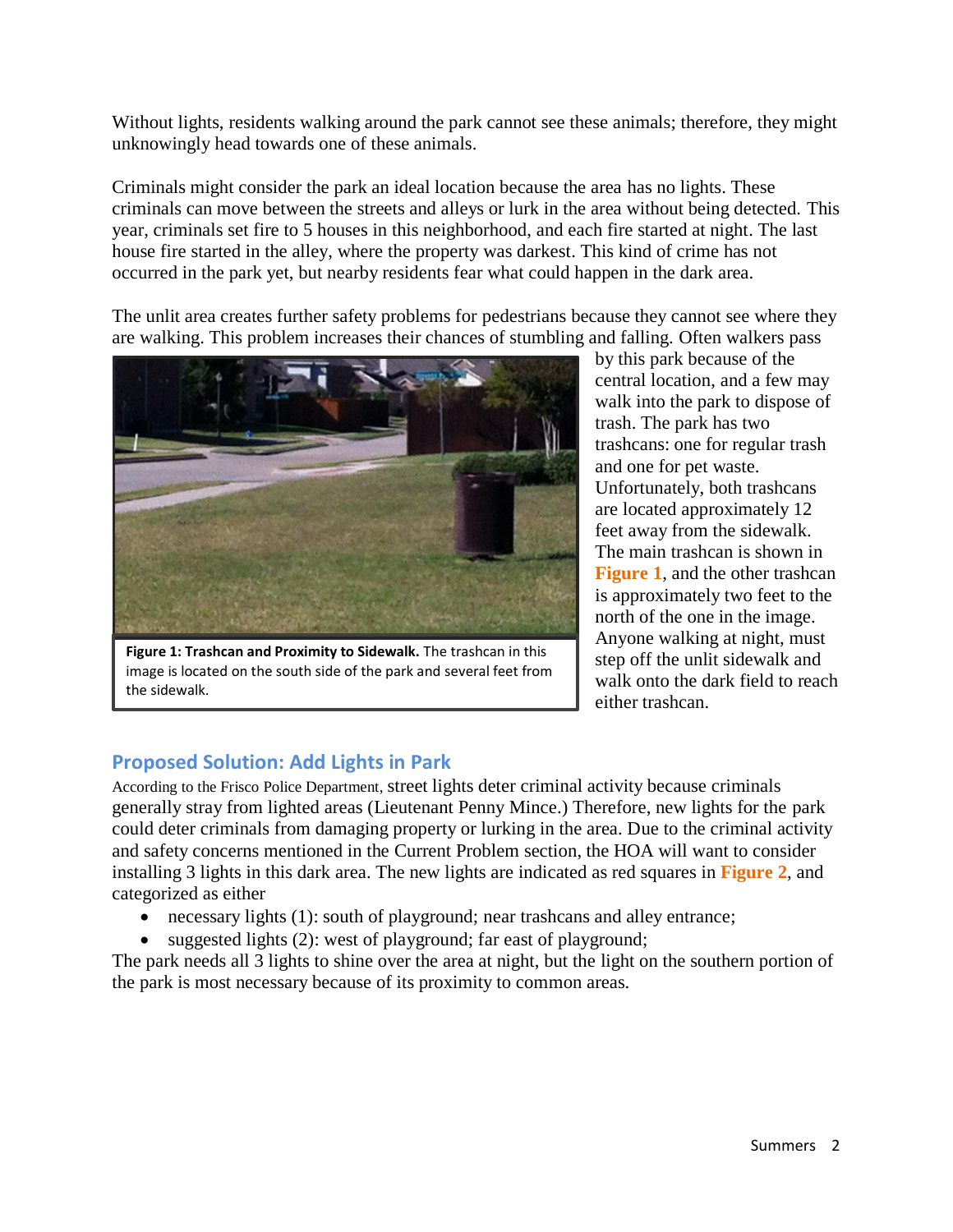Without lights, residents walking around the park cannot see these animals; therefore, they might unknowingly head towards one of these animals.

Criminals might consider the park an ideal location because the area has no lights. These criminals can move between the streets and alleys or lurk in the area without being detected. This year, criminals set fire to 5 houses in this neighborhood, and each fire started at night. The last house fire started in the alley, where the property was darkest. This kind of crime has not occurred in the park yet, but nearby residents fear what could happen in the dark area.

The unlit area creates further safety problems for pedestrians because they cannot see where they are walking. This problem increases their chances of stumbling and falling. Often walkers pass by this park because of the central location, and a few may walk into the park to dispose of trash. The park has two trashcans: one for regular trash and one for pet waste. Unfortunately, both trashcans are located approximately 12 feet away from the sidewalk. The main trashcan is shown in **Figure 1**, and the other trashcan is approximately two feet to the north of the one in the image. Anyone walking at night, must step off the unlit sidewalk and walk onto the dark field to reach either trashcan.

**Figure 1: Trashcan and Proximity to Sidewalk.** The trashcan in this image is located on the south side of the park and several feet from the sidewalk.

## Proposed Solution: Add Lights in Park

According to the Frisco Police Department, street lights deter criminal activity because criminals generally stray from lighted areas (Lieutenant Penny Mince.) Therefore, new lights for the park could deter criminals from damaging property or lurking in the area. Due to the criminal activity and safety concerns mentioned in the Current Problem section, the HOA will want to consider installing 3 lights in this dark area. The new lights are indicated as red squares in **Figure 2**, and categorized as either

- necessary lights (1): south of playground; near trashcans and alley entrance;
- suggested lights (2): west of playground; far east of playground;

The park needs all 3 lights to shine over the area at night, but the light on the southern portion of the park is most necessary because of its proximity to common areas.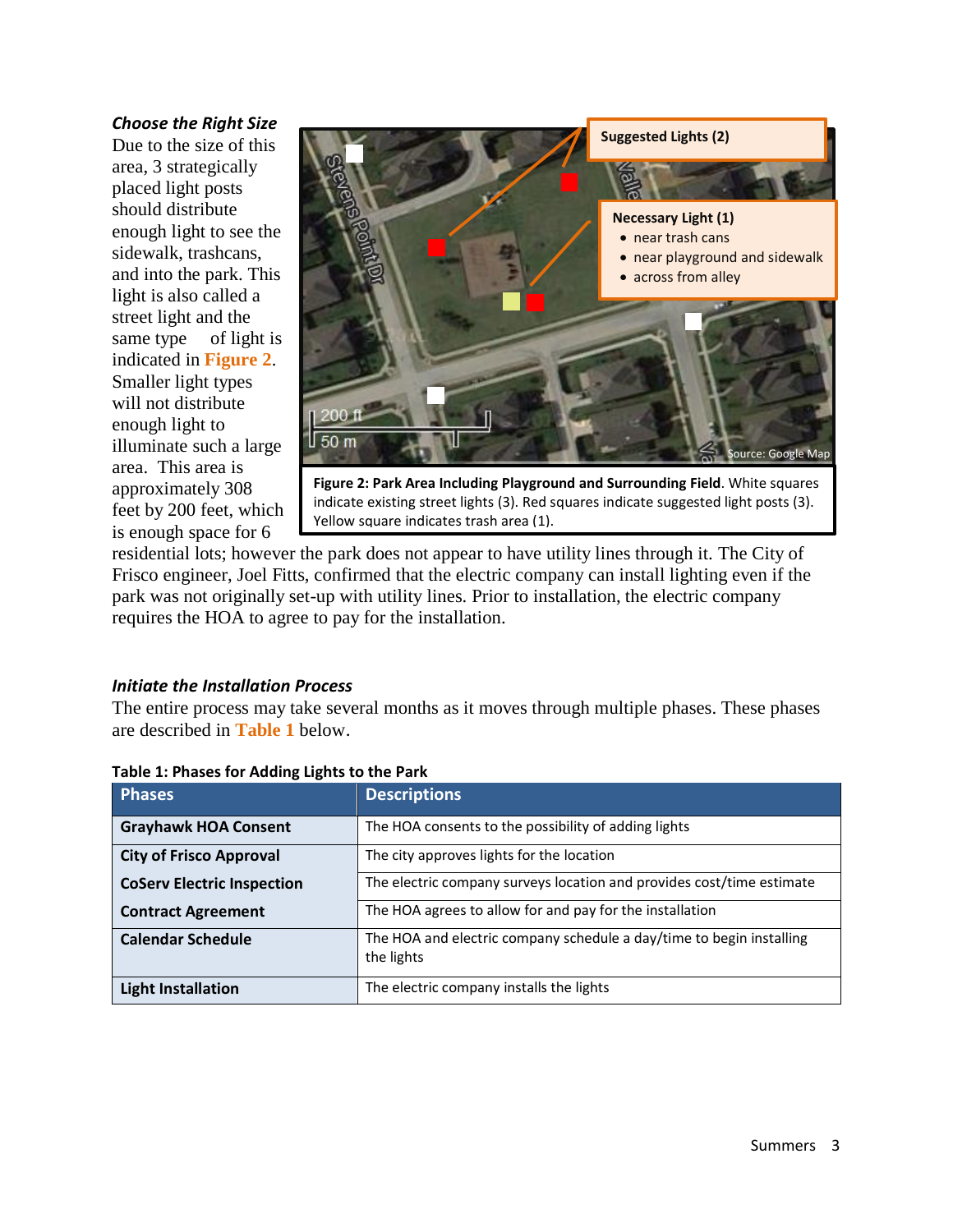### *Choose the Right Size*

Due to the size of this area, 3 strategically placed light posts should distribute enough light to see the sidewalk, trashcans, and into the park. This light is also called a street light and the same type of light is indicated in **Figure 2**. Smaller light types will not distribute enough light to illuminate such a large area. This area is approximately 308 feet by 200 feet, which is enough space for 6 residential lots; however the park does not appear to have utility lines through it. The City of Frisco engineer, Joel Fitts, confirmed that the electric company can install lighting even if the park was not originally set-up with utility lines. Prior to installation, the electric company requires the HOA to agree to pay for the installation.

**Figure 2: Park Area Including Playground and Surrounding Field**. White squares indicate existing street lights (3). Red squares indicate suggested light posts (3). Yellow square indicates trash area (1).

### *Initiate the Installation Process*

The entire process may take several months as it moves through multiple phases. These phases are described in **Table 1** below.

**Table 1: Phases for Adding Lights to the Park**

| Phases | Descriptions |
|---|---|
| **Grayhawk HOA Consent** | The HOA consents to the possibility of adding lights |
| **City of Frisco Approval** | The city approves lights for the location |
| **CoServ Electric Inspection** | The electric company surveys location and provides cost/time estimate |
| **Contract Agreement** | The HOA agrees to allow for and pay for the installation |
| **Calendar Schedule** | The HOA and electric company schedule a day/time to begin installing the lights |
| **Light Installation** | The electric company installs the lights |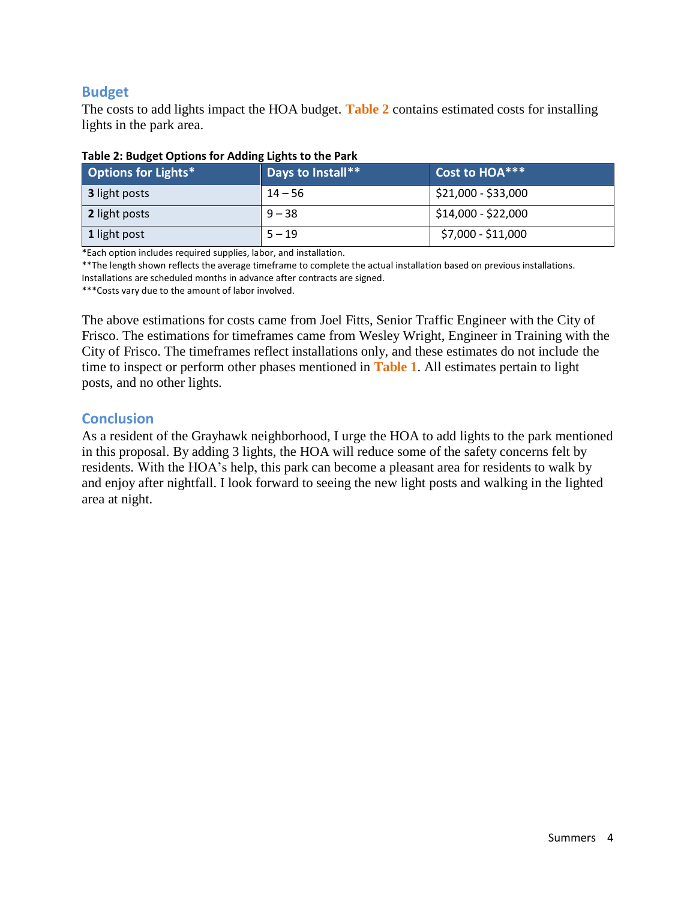## Budget

The costs to add lights impact the HOA budget. **Table 2** contains estimated costs for installing lights in the park area.

**Table 2: Budget Options for Adding Lights to the Park**

| Options for Lights* | Days to Install** | Cost to HOA*** |
| --- | --- | --- |
| **3** light posts | 14 – 56 | $21,000 - $33,000 |
| **2** light posts | 9 – 38 | $14,000 - $22,000 |
| **1** light post | 5 – 19 | $7,000 - $11,000 |

*Each option includes required supplies, labor, and installation.

**The length shown reflects the average timeframe to complete the actual installation based on previous installations. Installations are scheduled months in advance after contracts are signed.

***Costs vary due to the amount of labor involved.

The above estimations for costs came from Joel Fitts, Senior Traffic Engineer with the City of Frisco. The estimations for timeframes came from Wesley Wright, Engineer in Training with the City of Frisco. The timeframes reflect installations only, and these estimates do not include the time to inspect or perform other phases mentioned in **Table 1**. All estimates pertain to light posts, and no other lights.

## Conclusion

As a resident of the Grayhawk neighborhood, I urge the HOA to add lights to the park mentioned in this proposal. By adding 3 lights, the HOA will reduce some of the safety concerns felt by residents. With the HOA's help, this park can become a pleasant area for residents to walk by and enjoy after nightfall. I look forward to seeing the new light posts and walking in the lighted area at night.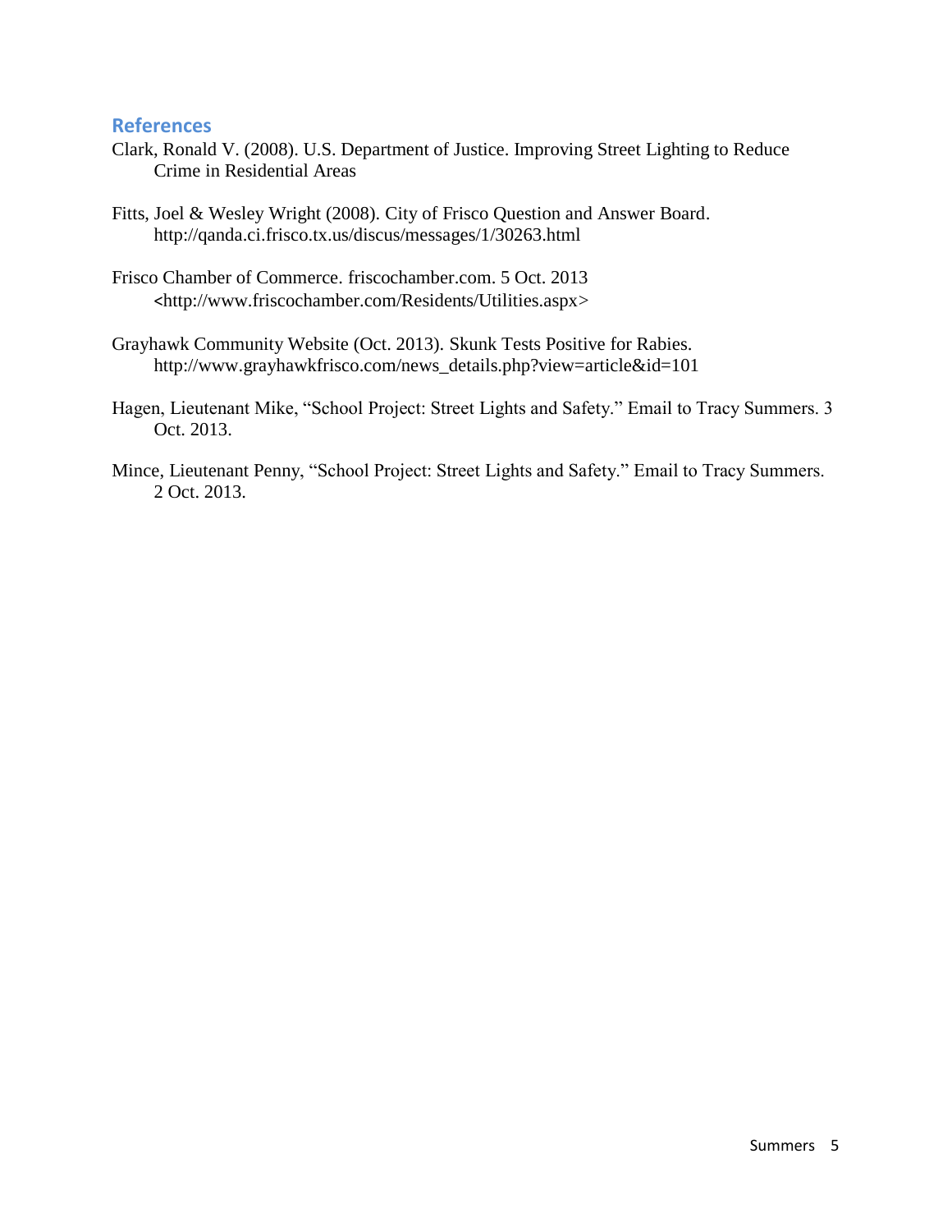## References

Clark, Ronald V. (2008). U.S. Department of Justice. Improving Street Lighting to Reduce Crime in Residential Areas

Fitts, Joel & Wesley Wright (2008). City of Frisco Question and Answer Board. http://qanda.ci.frisco.tx.us/discus/messages/1/30263.html

Frisco Chamber of Commerce. friscochamber.com. 5 Oct. 2013 <http://www.friscochamber.com/Residents/Utilities.aspx>

Grayhawk Community Website (Oct. 2013). Skunk Tests Positive for Rabies. http://www.grayhawkfrisco.com/news_details.php?view=article&id=101

Hagen, Lieutenant Mike, "School Project: Street Lights and Safety." Email to Tracy Summers. 3 Oct. 2013.

Mince, Lieutenant Penny, "School Project: Street Lights and Safety." Email to Tracy Summers. 2 Oct. 2013.